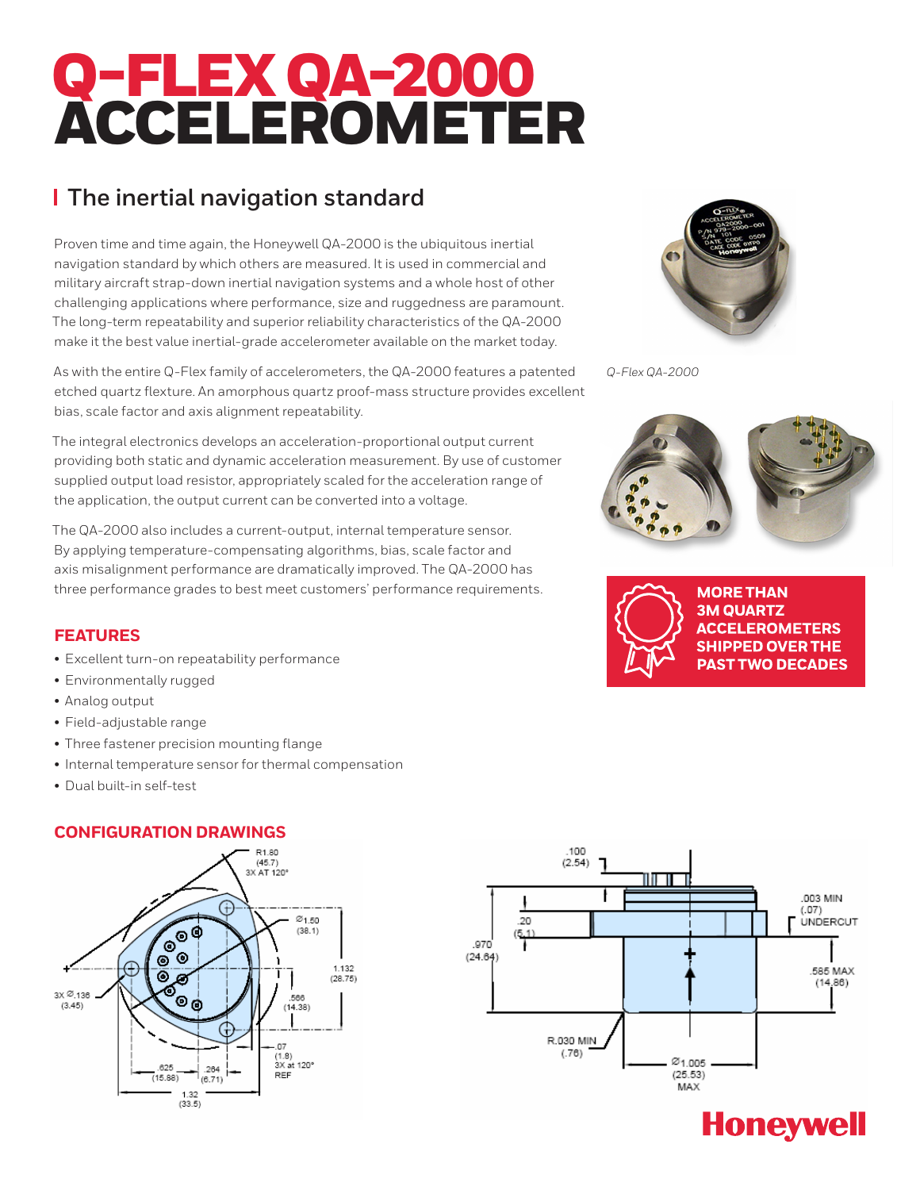# Q-FLEX QA-2000 ACCELEROMETER

## The inertial navigation standard

Proven time and time again, the Honeywell QA-2000 is the ubiquitous inertial navigation standard by which others are measured. It is used in commercial and military aircraft strap-down inertial navigation systems and a whole host of other challenging applications where performance, size and ruggedness are paramount. The long-term repeatability and superior reliability characteristics of the QA-2000 make it the best value inertial-grade accelerometer available on the market today.

As with the entire Q-Flex family of accelerometers, the QA-2000 features a patented etched quartz flexture. An amorphous quartz proof-mass structure provides excellent bias, scale factor and axis alignment repeatability.

The integral electronics develops an acceleration-proportional output current providing both static and dynamic acceleration measurement. By use of customer supplied output load resistor, appropriately scaled for the acceleration range of the application, the output current can be converted into a voltage.

The QA-2000 also includes a current-output, internal temperature sensor. By applying temperature-compensating algorithms, bias, scale factor and axis misalignment performance are dramatically improved. The QA-2000 has three performance grades to best meet customers' performance requirements.

*Q-Flex QA-2000*

**MORE THAN 3M QUARTZ ACCELEROMETERS SHIPPED OVER THE PAST TWO DECADES**

### FEATURES

- Excellent turn-on repeatability performance
- Environmentally rugged
- Analog output
- Field-adjustable range
- Three fastener precision mounting flange
- Internal temperature sensor for thermal compensation
- Dual built-in self-test

### CONFIGURATION DRAWINGS

R1.80 (45.7) 3X AT 120°
Ø1.50 (38.1)
1.132 (28.75)
.566 (14.38)
3X Ø.136 (3.45)
.07 (1.8) 3X at 120° REF
.625 (15.88)
.264 (6.71)
1.32 (33.5)

.100 (2.54)
.20 (5.1)
.970 (24.64)
.003 MIN (.07) UNDERCUT
.585 MAX (14.86)
R.030 MIN (.76)
Ø1.005 (25.53) MAX

Honeywell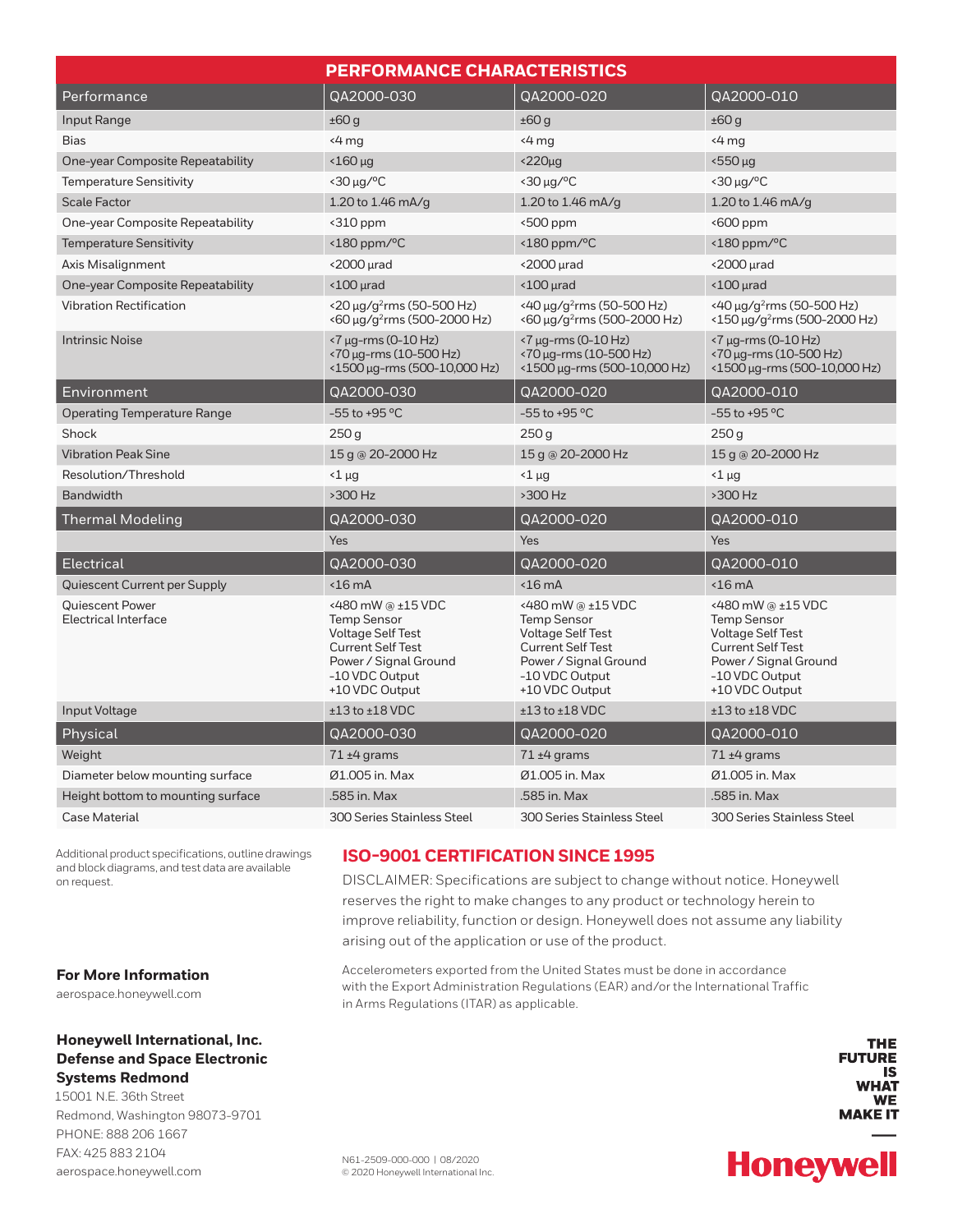# PERFORMANCE CHARACTERISTICS

| Performance | QA2000-030 | QA2000-020 | QA2000-010 |
|---|---|---|---|
| Input Range | ±60 g | ±60 g | ±60 g |
| Bias | <4 mg | <4 mg | <4 mg |
| One-year Composite Repeatability | <160 µg | <220µg | <550 µg |
| Temperature Sensitivity | <30 µg/°C | <30 µg/°C | <30 µg/°C |
| Scale Factor | 1.20 to 1.46 mA/g | 1.20 to 1.46 mA/g | 1.20 to 1.46 mA/g |
| One-year Composite Repeatability | <310 ppm | <500 ppm | <600 ppm |
| Temperature Sensitivity | <180 ppm/°C | <180 ppm/°C | <180 ppm/°C |
| Axis Misalignment | <2000 µrad | <2000 µrad | <2000 µrad |
| One-year Composite Repeatability | <100 µrad | <100 µrad | <100 µrad |
| Vibration Rectification | <20 µg/g$^2$rms (50-500 Hz)<br><60 µg/g$^2$rms (500-2000 Hz) | <40 µg/g$^2$rms (50-500 Hz)<br><60 µg/g$^2$rms (500-2000 Hz) | <40 µg/g$^2$rms (50-500 Hz)<br><150 µg/g$^2$rms (500-2000 Hz) |
| Intrinsic Noise | <7 µg-rms (0-10 Hz)<br><70 µg-rms (10-500 Hz)<br><1500 µg-rms (500-10,000 Hz) | <7 µg-rms (0-10 Hz)<br><70 µg-rms (10-500 Hz)<br><1500 µg-rms (500-10,000 Hz) | <7 µg-rms (0-10 Hz)<br><70 µg-rms (10-500 Hz)<br><1500 µg-rms (500-10,000 Hz) |
| **Environment** | **QA2000-030** | **QA2000-020** | **QA2000-010** |
| Operating Temperature Range | -55 to +95 °C | -55 to +95 °C | -55 to +95 °C |
| Shock | 250 g | 250 g | 250 g |
| Vibration Peak Sine | 15 g @ 20-2000 Hz | 15 g @ 20-2000 Hz | 15 g @ 20-2000 Hz |
| Resolution/Threshold | <1 µg | <1 µg | <1 µg |
| Bandwidth | >300 Hz | >300 Hz | >300 Hz |
| **Thermal Modeling** | **QA2000-030** | **QA2000-020** | **QA2000-010** |
| | Yes | Yes | Yes |
| **Electrical** | **QA2000-030** | **QA2000-020** | **QA2000-010** |
| Quiescent Current per Supply | <16 mA | <16 mA | <16 mA |
| Quiescent Power<br>Electrical Interface | <480 mW @ ±15 VDC<br>Temp Sensor<br>Voltage Self Test<br>Current Self Test<br>Power / Signal Ground<br>-10 VDC Output<br>+10 VDC Output | <480 mW @ ±15 VDC<br>Temp Sensor<br>Voltage Self Test<br>Current Self Test<br>Power / Signal Ground<br>-10 VDC Output<br>+10 VDC Output | <480 mW @ ±15 VDC<br>Temp Sensor<br>Voltage Self Test<br>Current Self Test<br>Power / Signal Ground<br>-10 VDC Output<br>+10 VDC Output |
| Input Voltage | ±13 to ±18 VDC | ±13 to ±18 VDC | ±13 to ±18 VDC |
| **Physical** | **QA2000-030** | **QA2000-020** | **QA2000-010** |
| Weight | 71 ±4 grams | 71 ±4 grams | 71 ±4 grams |
| Diameter below mounting surface | Ø1.005 in. Max | Ø1.005 in. Max | Ø1.005 in. Max |
| Height bottom to mounting surface | .585 in. Max | .585 in. Max | .585 in. Max |
| Case Material | 300 Series Stainless Steel | 300 Series Stainless Steel | 300 Series Stainless Steel |

Additional product specifications, outline drawings and block diagrams, and test data are available on request.

## ISO-9001 CERTIFICATION SINCE 1995

DISCLAIMER: Specifications are subject to change without notice. Honeywell reserves the right to make changes to any product or technology herein to improve reliability, function or design. Honeywell does not assume any liability arising out of the application or use of the product.

Accelerometers exported from the United States must be done in accordance with the Export Administration Regulations (EAR) and/or the International Traffic in Arms Regulations (ITAR) as applicable.

**For More Information**

aerospace.honeywell.com

**Honeywell International, Inc.**
**Defense and Space Electronic Systems Redmond**

15001 N.E. 36th Street
Redmond, Washington 98073-9701
PHONE: 888 206 1667
FAX: 425 883 2104
aerospace.honeywell.com

N61-2509-000-000 | 08/2020
© 2020 Honeywell International Inc.

THE FUTURE IS WHAT WE MAKE IT

Honeywell